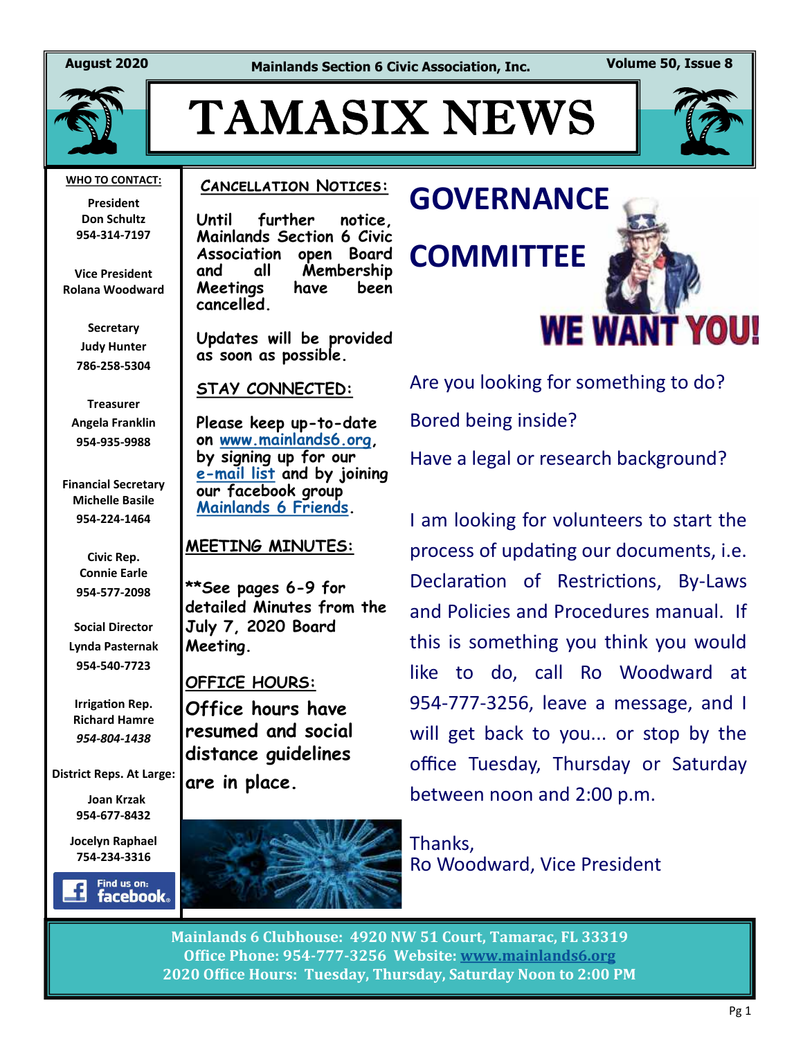August 2020 — Mainlands Section 6 Civic Association, Inc. — Volume 50, Issue 8

# TAMASIX NEWS

**WHO TO CONTACT:**

**President**
Don Schultz
954-314-7197

**Vice President**
Rolana Woodward

**Secretary**
Judy Hunter
786-258-5304

**Treasurer**
Angela Franklin
954-935-9988

**Financial Secretary**
Michelle Basile
954-224-1464

**Civic Rep.**
Connie Earle
954-577-2098

**Social Director**
Lynda Pasternak
954-540-7723

**Irrigation Rep.**
Richard Hamre
*954-804-1438*

**District Reps. At Large:**

Joan Krzak
954-677-8432

Jocelyn Raphael
754-234-3316

Find us on: facebook

## CANCELLATION NOTICES:

Until further notice, Mainlands Section 6 Civic Association open Board and all Membership Meetings have been cancelled.

Updates will be provided as soon as possible.

## STAY CONNECTED:

Please keep up-to-date on www.mainlands6.org, by signing up for our e-mail list and by joining our facebook group Mainlands 6 Friends.

## MEETING MINUTES:

**See pages 6-9 for detailed Minutes from the July 7, 2020 Board Meeting.

## OFFICE HOURS:

Office hours have resumed and social distance guidelines are in place.

# GOVERNANCE COMMITTEE

WE WANT YOU!

Are you looking for something to do?

Bored being inside?

Have a legal or research background?

I am looking for volunteers to start the process of updating our documents, i.e. Declaration of Restrictions, By-Laws and Policies and Procedures manual. If this is something you think you would like to do, call Ro Woodward at 954-777-3256, leave a message, and I will get back to you... or stop by the office Tuesday, Thursday or Saturday between noon and 2:00 p.m.

Thanks,
Ro Woodward, Vice President

**Mainlands 6 Clubhouse: 4920 NW 51 Court, Tamarac, FL 33319**
**Office Phone: 954-777-3256 Website: www.mainlands6.org**
**2020 Office Hours: Tuesday, Thursday, Saturday Noon to 2:00 PM**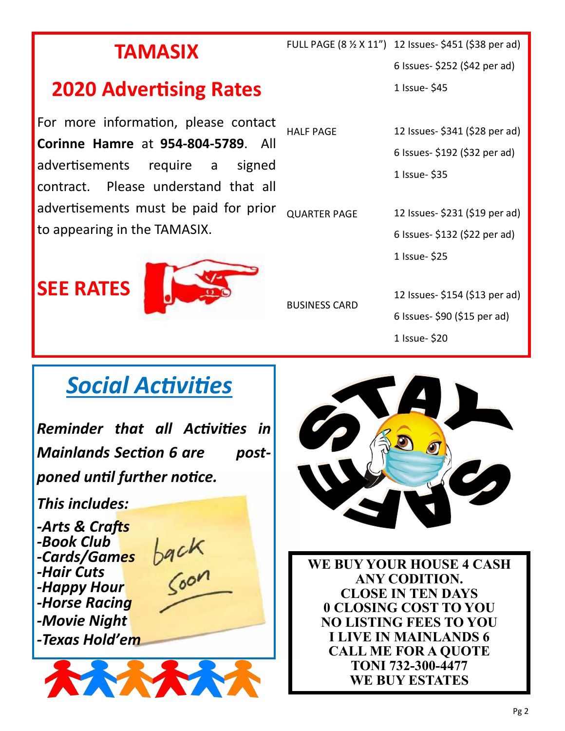## TAMASIX

## 2020 Advertising Rates

For more information, please contact **Corinne Hamre** at **954-804-5789**. All advertisements require a signed contract. Please understand that all advertisements must be paid for prior to appearing in the TAMASIX.

**SEE RATES**

| | |
|---|---|
| FULL PAGE (8 ½ X 11") | 12 Issues- $451 ($38 per ad) |
| | 6 Issues- $252 ($42 per ad) |
| | 1 Issue- $45 |
| HALF PAGE | 12 Issues- $341 ($28 per ad) |
| | 6 Issues- $192 ($32 per ad) |
| | 1 Issue- $35 |
| QUARTER PAGE | 12 Issues- $231 ($19 per ad) |
| | 6 Issues- $132 ($22 per ad) |
| | 1 Issue- $25 |
| BUSINESS CARD | 12 Issues- $154 ($13 per ad) |
| | 6 Issues- $90 ($15 per ad) |
| | 1 Issue- $20 |

## *Social Activities*

***Reminder that all Activities in Mainlands Section 6 are postponed until further notice.***

***This includes:***

***-Arts & Crafts***
***-Book Club***
***-Cards/Games***
***-Hair Cuts***
***-Happy Hour***
***-Horse Racing***
***-Movie Night***
***-Texas Hold'em***

back soon

STAY SAFE

**WE BUY YOUR HOUSE 4 CASH**
**ANY CODITION.**
**CLOSE IN TEN DAYS**
**0 CLOSING COST TO YOU**
**NO LISTING FEES TO YOU**
**I LIVE IN MAINLANDS 6**
**CALL ME FOR A QUOTE**
**TONI 732-300-4477**
**WE BUY ESTATES**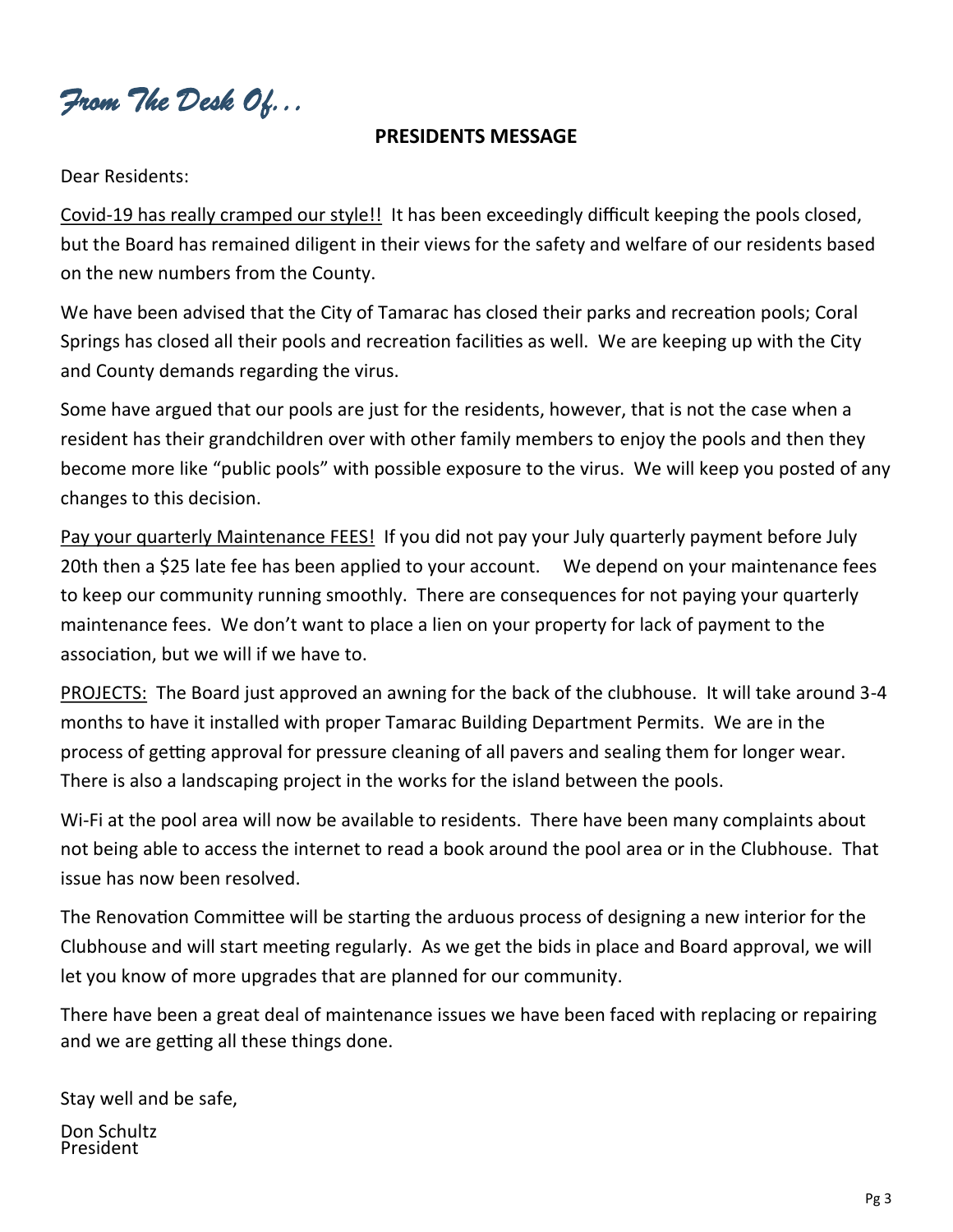# *From The Desk Of...*

## PRESIDENTS MESSAGE

Dear Residents:

<u>Covid-19 has really cramped our style!!</u> It has been exceedingly difficult keeping the pools closed, but the Board has remained diligent in their views for the safety and welfare of our residents based on the new numbers from the County.

We have been advised that the City of Tamarac has closed their parks and recreation pools; Coral Springs has closed all their pools and recreation facilities as well. We are keeping up with the City and County demands regarding the virus.

Some have argued that our pools are just for the residents, however, that is not the case when a resident has their grandchildren over with other family members to enjoy the pools and then they become more like "public pools" with possible exposure to the virus. We will keep you posted of any changes to this decision.

<u>Pay your quarterly Maintenance FEES!</u> If you did not pay your July quarterly payment before July 20th then a $25 late fee has been applied to your account. We depend on your maintenance fees to keep our community running smoothly. There are consequences for not paying your quarterly maintenance fees. We don't want to place a lien on your property for lack of payment to the association, but we will if we have to.

<u>PROJECTS:</u> The Board just approved an awning for the back of the clubhouse. It will take around 3-4 months to have it installed with proper Tamarac Building Department Permits. We are in the process of getting approval for pressure cleaning of all pavers and sealing them for longer wear. There is also a landscaping project in the works for the island between the pools.

Wi-Fi at the pool area will now be available to residents. There have been many complaints about not being able to access the internet to read a book around the pool area or in the Clubhouse. That issue has now been resolved.

The Renovation Committee will be starting the arduous process of designing a new interior for the Clubhouse and will start meeting regularly. As we get the bids in place and Board approval, we will let you know of more upgrades that are planned for our community.

There have been a great deal of maintenance issues we have been faced with replacing or repairing and we are getting all these things done.

Stay well and be safe,

Don Schultz
President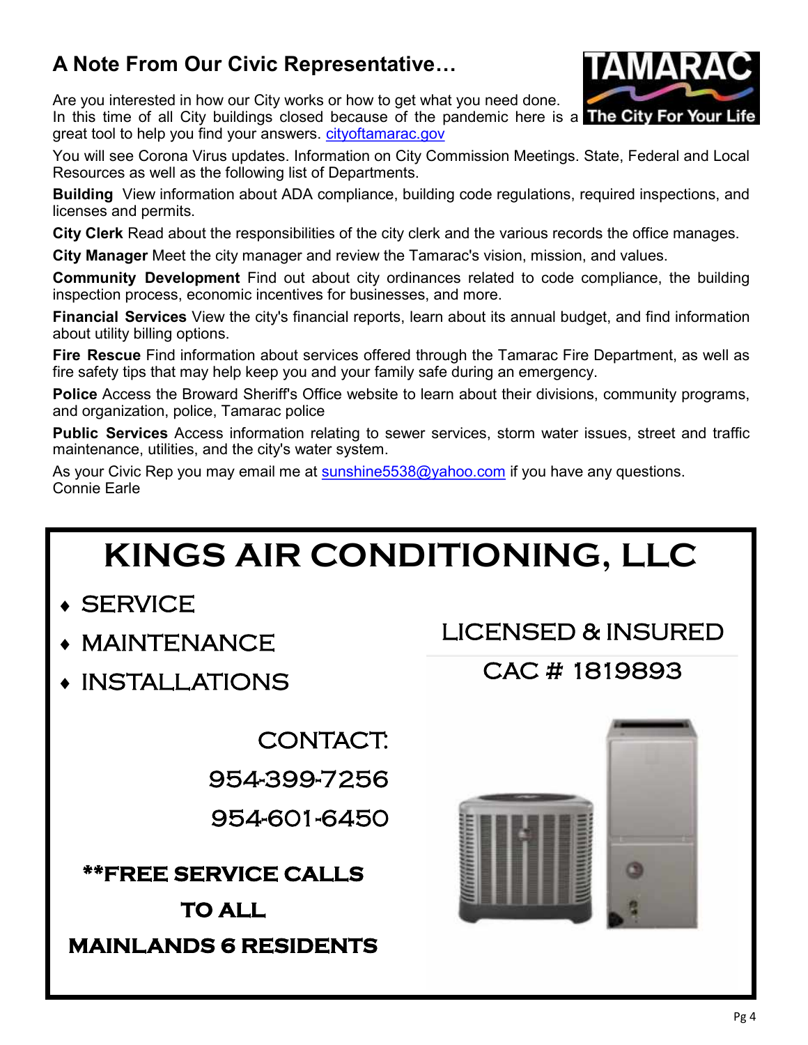## A Note From Our Civic Representative…

Are you interested in how our City works or how to get what you need done. In this time of all City buildings closed because of the pandemic here is a great tool to help you find your answers. cityoftamarac.gov

You will see Corona Virus updates. Information on City Commission Meetings. State, Federal and Local Resources as well as the following list of Departments.

**Building** View information about ADA compliance, building code regulations, required inspections, and licenses and permits.

**City Clerk** Read about the responsibilities of the city clerk and the various records the office manages.

**City Manager** Meet the city manager and review the Tamarac's vision, mission, and values.

**Community Development** Find out about city ordinances related to code compliance, the building inspection process, economic incentives for businesses, and more.

**Financial Services** View the city's financial reports, learn about its annual budget, and find information about utility billing options.

**Fire Rescue** Find information about services offered through the Tamarac Fire Department, as well as fire safety tips that may help keep you and your family safe during an emergency.

**Police** Access the Broward Sheriff's Office website to learn about their divisions, community programs, and organization, police, Tamarac police

**Public Services** Access information relating to sewer services, storm water issues, street and traffic maintenance, utilities, and the city's water system.

As your Civic Rep you may email me at sunshine5538@yahoo.com if you have any questions.
Connie Earle

# KINGS AIR CONDITIONING, LLC

- SERVICE
- MAINTENANCE
- INSTALLATIONS

LICENSED & INSURED

CAC # 1819893

CONTACT:

954-399-7256

954-601-6450

**FREE SERVICE CALLS TO ALL MAINLANDS 6 RESIDENTS**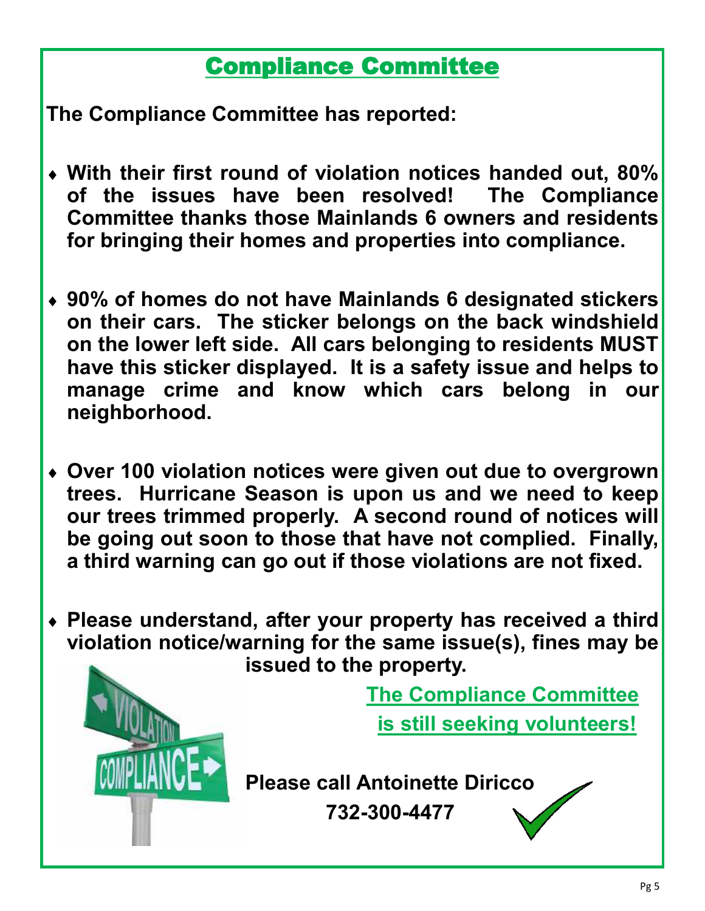# Compliance Committee

**The Compliance Committee has reported:**

- **With their first round of violation notices handed out, 80% of the issues have been resolved! The Compliance Committee thanks those Mainlands 6 owners and residents for bringing their homes and properties into compliance.**
- **90% of homes do not have Mainlands 6 designated stickers on their cars. The sticker belongs on the back windshield on the lower left side. All cars belonging to residents MUST have this sticker displayed. It is a safety issue and helps to manage crime and know which cars belong in our neighborhood.**
- **Over 100 violation notices were given out due to overgrown trees. Hurricane Season is upon us and we need to keep our trees trimmed properly. A second round of notices will be going out soon to those that have not complied. Finally, a third warning can go out if those violations are not fixed.**
- **Please understand, after your property has received a third violation notice/warning for the same issue(s), fines may be issued to the property.**

**The Compliance Committee is still seeking volunteers!**

**Please call Antoinette Diricco**
**732-300-4477**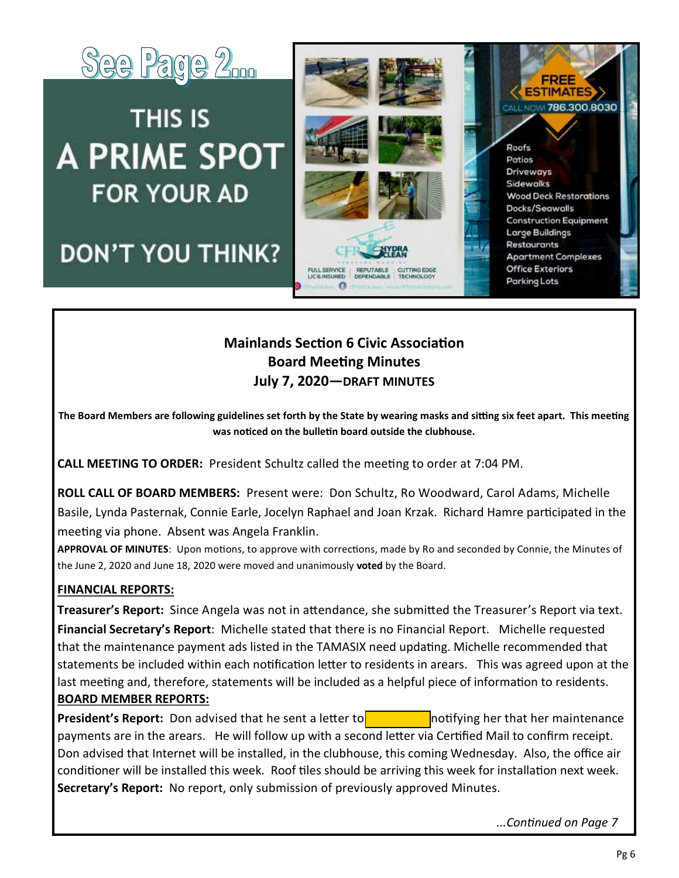See Page 2...

THIS IS
A PRIME SPOT
FOR YOUR AD

DON'T YOU THINK?

FREE ESTIMATES
CALL NOW! 786.300.8030

- Roofs
- Patios
- Driveways
- Sidewalks
- Wood Deck Restorations
- Docks/Seawalls
- Construction Equipment
- Large Buildings
- Restaurants
- Apartment Complexes
- Office Exteriors
- Parking Lots

CFR HYDRA CLEAN

FULL SERVICE LIC & INSURED | REPUTABLE DEPENDABLE | CUTTING EDGE TECHNOLOGY

## Mainlands Section 6 Civic Association
## Board Meeting Minutes
## July 7, 2020—DRAFT MINUTES

**The Board Members are following guidelines set forth by the State by wearing masks and sitting six feet apart. This meeting was noticed on the bulletin board outside the clubhouse.**

**CALL MEETING TO ORDER:** President Schultz called the meeting to order at 7:04 PM.

**ROLL CALL OF BOARD MEMBERS:** Present were: Don Schultz, Ro Woodward, Carol Adams, Michelle Basile, Lynda Pasternak, Connie Earle, Jocelyn Raphael and Joan Krzak. Richard Hamre participated in the meeting via phone. Absent was Angela Franklin.

**APPROVAL OF MINUTES**: Upon motions, to approve with corrections, made by Ro and seconded by Connie, the Minutes of the June 2, 2020 and June 18, 2020 were moved and unanimously **voted** by the Board.

**FINANCIAL REPORTS:**

**Treasurer's Report:** Since Angela was not in attendance, she submitted the Treasurer's Report via text.

**Financial Secretary's Report**: Michelle stated that there is no Financial Report. Michelle requested that the maintenance payment ads listed in the TAMASIX need updating. Michelle recommended that statements be included within each notification letter to residents in arears. This was agreed upon at the last meeting and, therefore, statements will be included as a helpful piece of information to residents.

**BOARD MEMBER REPORTS:**

**President's Report:** Don advised that he sent a letter to [redacted] notifying her that her maintenance payments are in the arears. He will follow up with a second letter via Certified Mail to confirm receipt. Don advised that Internet will be installed, in the clubhouse, this coming Wednesday. Also, the office air conditioner will be installed this week. Roof tiles should be arriving this week for installation next week.

**Secretary's Report:** No report, only submission of previously approved Minutes.

*...Continued on Page 7*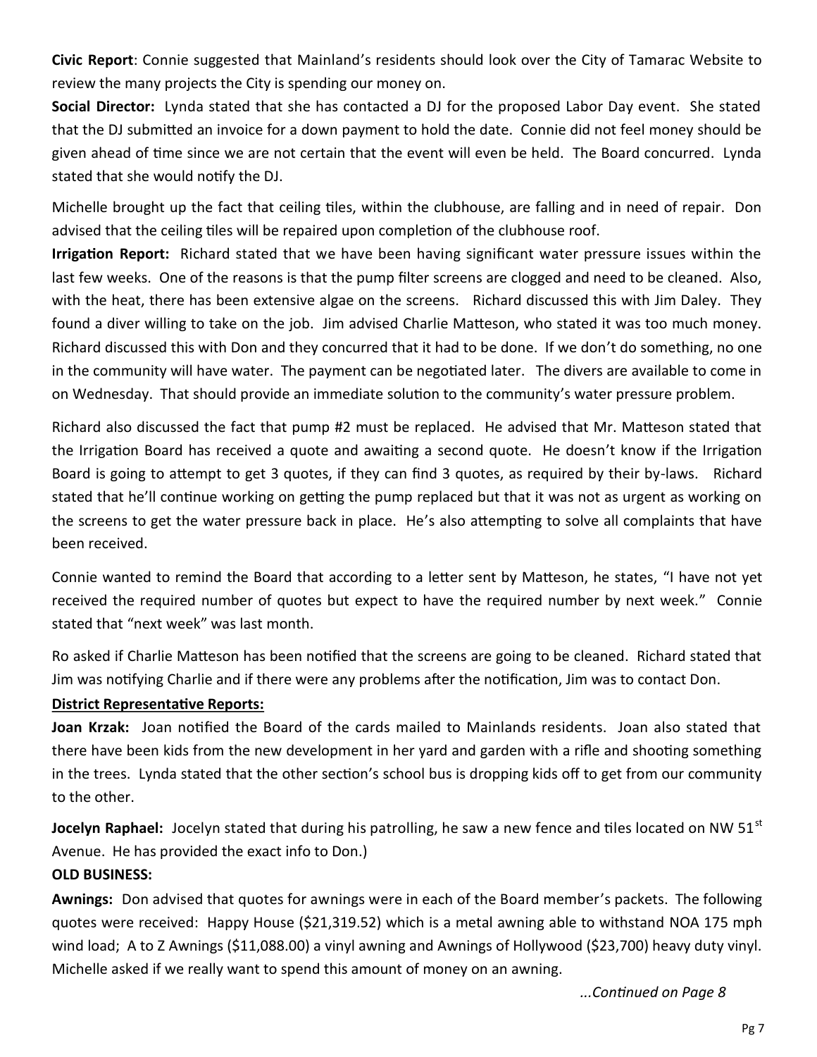**Civic Report**: Connie suggested that Mainland's residents should look over the City of Tamarac Website to review the many projects the City is spending our money on.

**Social Director:** Lynda stated that she has contacted a DJ for the proposed Labor Day event. She stated that the DJ submitted an invoice for a down payment to hold the date. Connie did not feel money should be given ahead of time since we are not certain that the event will even be held. The Board concurred. Lynda stated that she would notify the DJ.

Michelle brought up the fact that ceiling tiles, within the clubhouse, are falling and in need of repair. Don advised that the ceiling tiles will be repaired upon completion of the clubhouse roof.

**Irrigation Report:** Richard stated that we have been having significant water pressure issues within the last few weeks. One of the reasons is that the pump filter screens are clogged and need to be cleaned. Also, with the heat, there has been extensive algae on the screens. Richard discussed this with Jim Daley. They found a diver willing to take on the job. Jim advised Charlie Matteson, who stated it was too much money. Richard discussed this with Don and they concurred that it had to be done. If we don't do something, no one in the community will have water. The payment can be negotiated later. The divers are available to come in on Wednesday. That should provide an immediate solution to the community's water pressure problem.

Richard also discussed the fact that pump #2 must be replaced. He advised that Mr. Matteson stated that the Irrigation Board has received a quote and awaiting a second quote. He doesn't know if the Irrigation Board is going to attempt to get 3 quotes, if they can find 3 quotes, as required by their by-laws. Richard stated that he'll continue working on getting the pump replaced but that it was not as urgent as working on the screens to get the water pressure back in place. He's also attempting to solve all complaints that have been received.

Connie wanted to remind the Board that according to a letter sent by Matteson, he states, "I have not yet received the required number of quotes but expect to have the required number by next week." Connie stated that "next week" was last month.

Ro asked if Charlie Matteson has been notified that the screens are going to be cleaned. Richard stated that Jim was notifying Charlie and if there were any problems after the notification, Jim was to contact Don.

**District Representative Reports:**

**Joan Krzak:** Joan notified the Board of the cards mailed to Mainlands residents. Joan also stated that there have been kids from the new development in her yard and garden with a rifle and shooting something in the trees. Lynda stated that the other section's school bus is dropping kids off to get from our community to the other.

**Jocelyn Raphael:** Jocelyn stated that during his patrolling, he saw a new fence and tiles located on NW 51st Avenue. He has provided the exact info to Don.)

**OLD BUSINESS:**

**Awnings:** Don advised that quotes for awnings were in each of the Board member's packets. The following quotes were received: Happy House ($21,319.52) which is a metal awning able to withstand NOA 175 mph wind load; A to Z Awnings ($11,088.00) a vinyl awning and Awnings of Hollywood ($23,700) heavy duty vinyl. Michelle asked if we really want to spend this amount of money on an awning.

*...Continued on Page 8*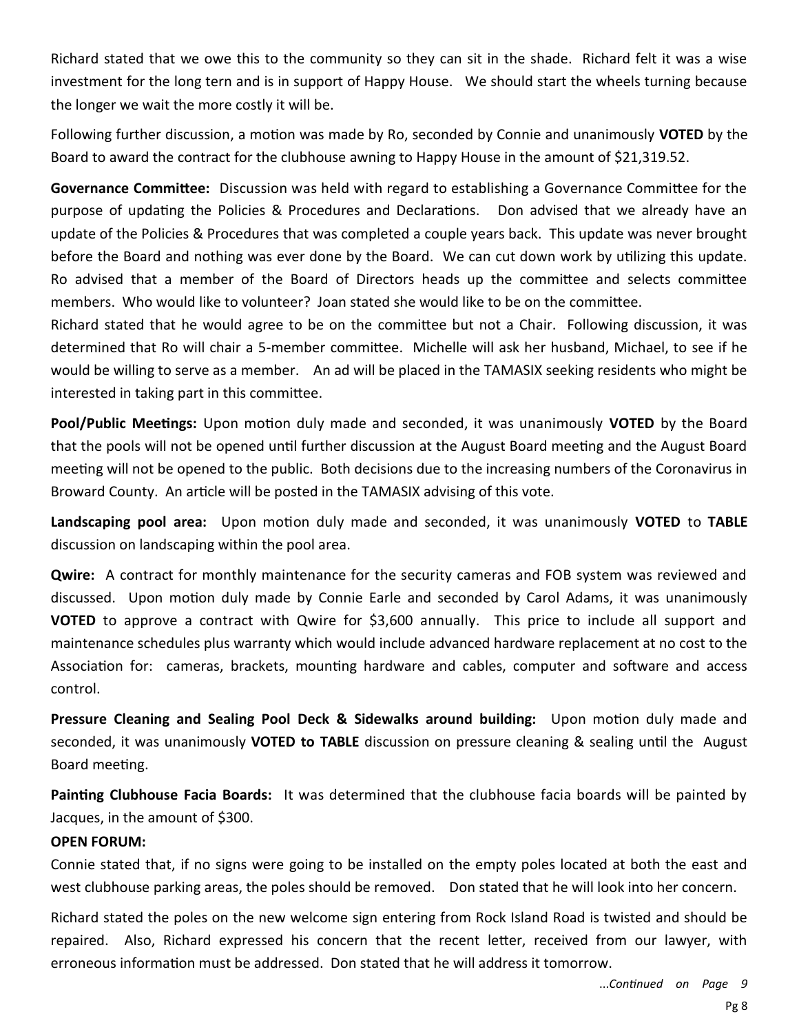Richard stated that we owe this to the community so they can sit in the shade. Richard felt it was a wise investment for the long tern and is in support of Happy House. We should start the wheels turning because the longer we wait the more costly it will be.

Following further discussion, a motion was made by Ro, seconded by Connie and unanimously **VOTED** by the Board to award the contract for the clubhouse awning to Happy House in the amount of $21,319.52.

**Governance Committee:** Discussion was held with regard to establishing a Governance Committee for the purpose of updating the Policies & Procedures and Declarations. Don advised that we already have an update of the Policies & Procedures that was completed a couple years back. This update was never brought before the Board and nothing was ever done by the Board. We can cut down work by utilizing this update. Ro advised that a member of the Board of Directors heads up the committee and selects committee members. Who would like to volunteer? Joan stated she would like to be on the committee.

Richard stated that he would agree to be on the committee but not a Chair. Following discussion, it was determined that Ro will chair a 5-member committee. Michelle will ask her husband, Michael, to see if he would be willing to serve as a member. An ad will be placed in the TAMASIX seeking residents who might be interested in taking part in this committee.

**Pool/Public Meetings:** Upon motion duly made and seconded, it was unanimously **VOTED** by the Board that the pools will not be opened until further discussion at the August Board meeting and the August Board meeting will not be opened to the public. Both decisions due to the increasing numbers of the Coronavirus in Broward County. An article will be posted in the TAMASIX advising of this vote.

**Landscaping pool area:** Upon motion duly made and seconded, it was unanimously **VOTED** to **TABLE** discussion on landscaping within the pool area.

**Qwire:** A contract for monthly maintenance for the security cameras and FOB system was reviewed and discussed. Upon motion duly made by Connie Earle and seconded by Carol Adams, it was unanimously **VOTED** to approve a contract with Qwire for $3,600 annually. This price to include all support and maintenance schedules plus warranty which would include advanced hardware replacement at no cost to the Association for: cameras, brackets, mounting hardware and cables, computer and software and access control.

**Pressure Cleaning and Sealing Pool Deck & Sidewalks around building:** Upon motion duly made and seconded, it was unanimously **VOTED to TABLE** discussion on pressure cleaning & sealing until the August Board meeting.

**Painting Clubhouse Facia Boards:** It was determined that the clubhouse facia boards will be painted by Jacques, in the amount of $300.

**OPEN FORUM:**

Connie stated that, if no signs were going to be installed on the empty poles located at both the east and west clubhouse parking areas, the poles should be removed. Don stated that he will look into her concern.

Richard stated the poles on the new welcome sign entering from Rock Island Road is twisted and should be repaired. Also, Richard expressed his concern that the recent letter, received from our lawyer, with erroneous information must be addressed. Don stated that he will address it tomorrow.

*...Continued on Page 9*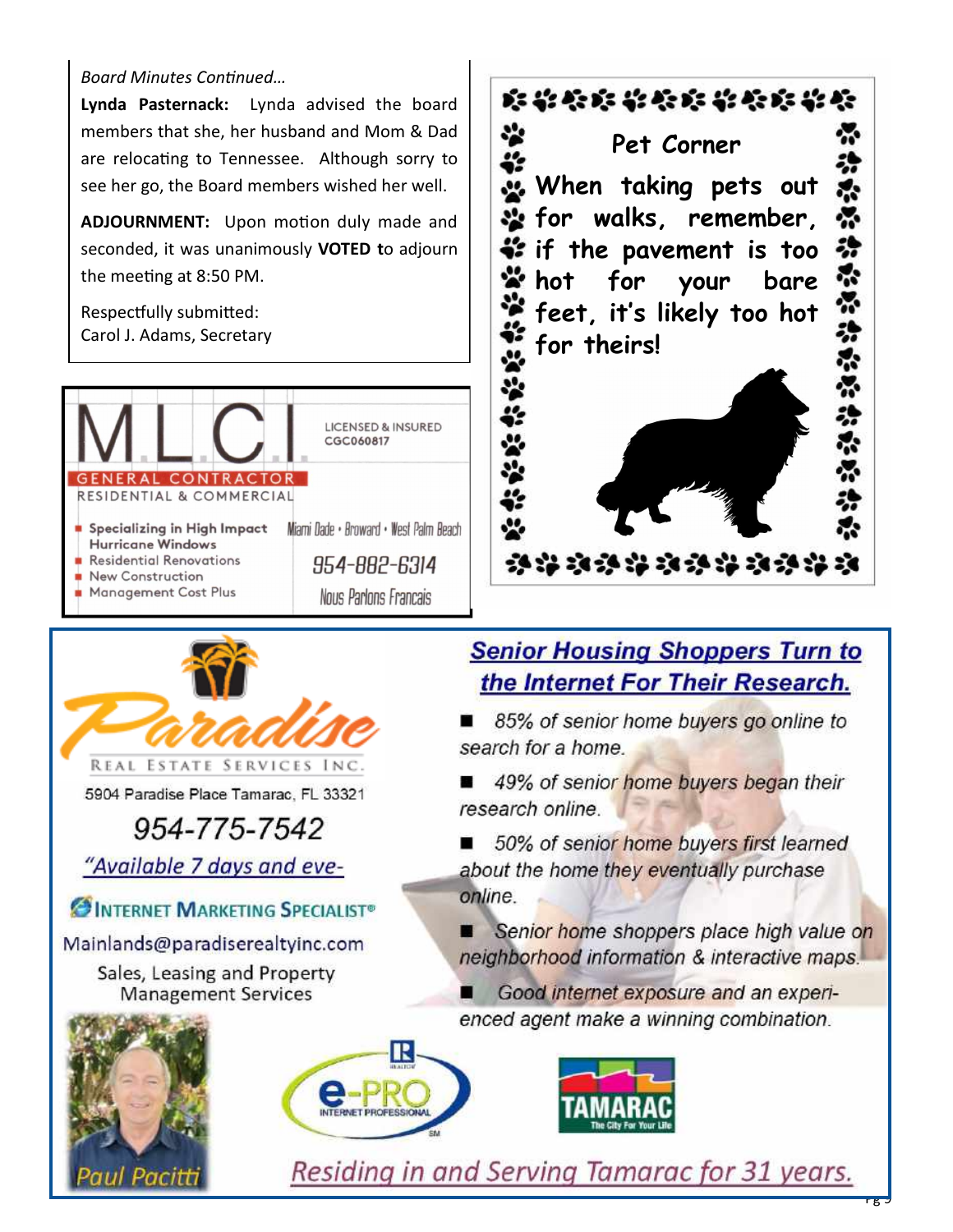*Board Minutes Continued…*

**Lynda Pasternack:** Lynda advised the board members that she, her husband and Mom & Dad are relocating to Tennessee. Although sorry to see her go, the Board members wished her well.

**ADJOURNMENT:** Upon motion duly made and seconded, it was unanimously **VOTED t**o adjourn the meeting at 8:50 PM.

Respectfully submitted:
Carol J. Adams, Secretary

## Pet Corner

**When taking pets out for walks, remember, if the pavement is too hot for your bare feet, it's likely too hot for theirs!**

MLCI

GENERAL CONTRACTOR
RESIDENTIAL & COMMERCIAL

LICENSED & INSURED
CGC060817

- Specializing in High Impact Hurricane Windows
- Residential Renovations
- New Construction
- Management Cost Plus

Miami Dade • Broward • West Palm Beach

954-882-6314

Nous Parlons Francais

Paradise
REAL ESTATE SERVICES INC.

5904 Paradise Place Tamarac, FL 33321

954-775-7542

"Available 7 days and eve-

INTERNET MARKETING SPECIALIST®

Mainlands@paradiserealtyinc.com

Sales, Leasing and Property Management Services

## Senior Housing Shoppers Turn to the Internet For Their Research.

- 85% of senior home buyers go online to search for a home.
- 49% of senior home buyers began their research online.
- 50% of senior home buyers first learned about the home they eventually purchase online.
- Senior home shoppers place high value on neighborhood information & interactive maps.
- Good internet exposure and an experienced agent make a winning combination.

Paul Pacitti

e-PRO INTERNET PROFESSIONAL

TAMARAC The City For Your Life

Residing in and Serving Tamarac for 31 years.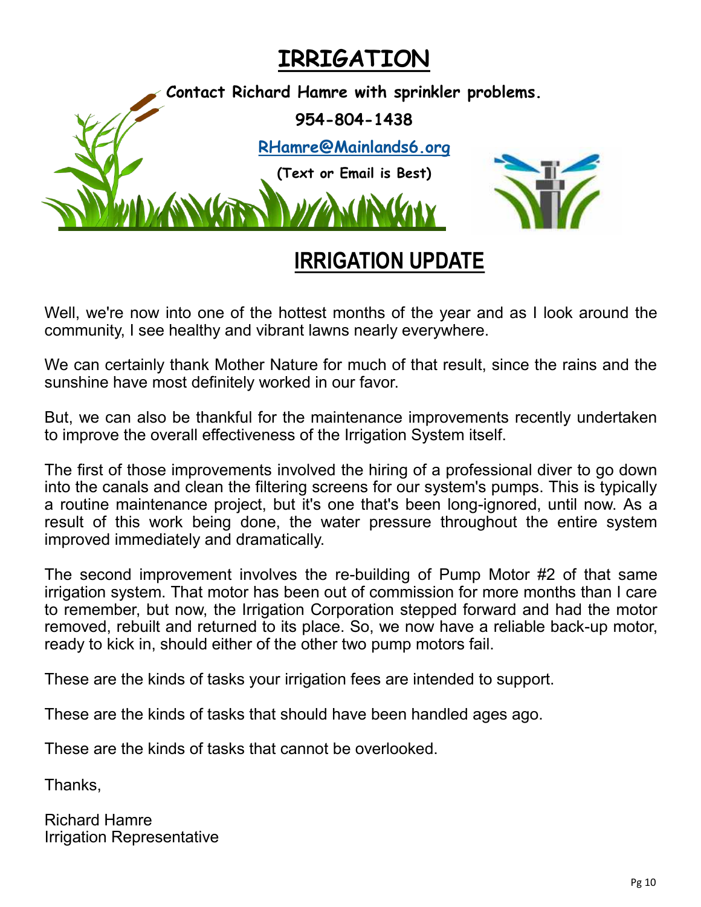# IRRIGATION

**Contact Richard Hamre with sprinkler problems.**

**954-804-1438**

**RHamre@Mainlands6.org**

**(Text or Email is Best)**

## IRRIGATION UPDATE

Well, we're now into one of the hottest months of the year and as I look around the community, I see healthy and vibrant lawns nearly everywhere.

We can certainly thank Mother Nature for much of that result, since the rains and the sunshine have most definitely worked in our favor.

But, we can also be thankful for the maintenance improvements recently undertaken to improve the overall effectiveness of the Irrigation System itself.

The first of those improvements involved the hiring of a professional diver to go down into the canals and clean the filtering screens for our system's pumps. This is typically a routine maintenance project, but it's one that's been long-ignored, until now. As a result of this work being done, the water pressure throughout the entire system improved immediately and dramatically.

The second improvement involves the re-building of Pump Motor #2 of that same irrigation system. That motor has been out of commission for more months than I care to remember, but now, the Irrigation Corporation stepped forward and had the motor removed, rebuilt and returned to its place. So, we now have a reliable back-up motor, ready to kick in, should either of the other two pump motors fail.

These are the kinds of tasks your irrigation fees are intended to support.

These are the kinds of tasks that should have been handled ages ago.

These are the kinds of tasks that cannot be overlooked.

Thanks,

Richard Hamre
Irrigation Representative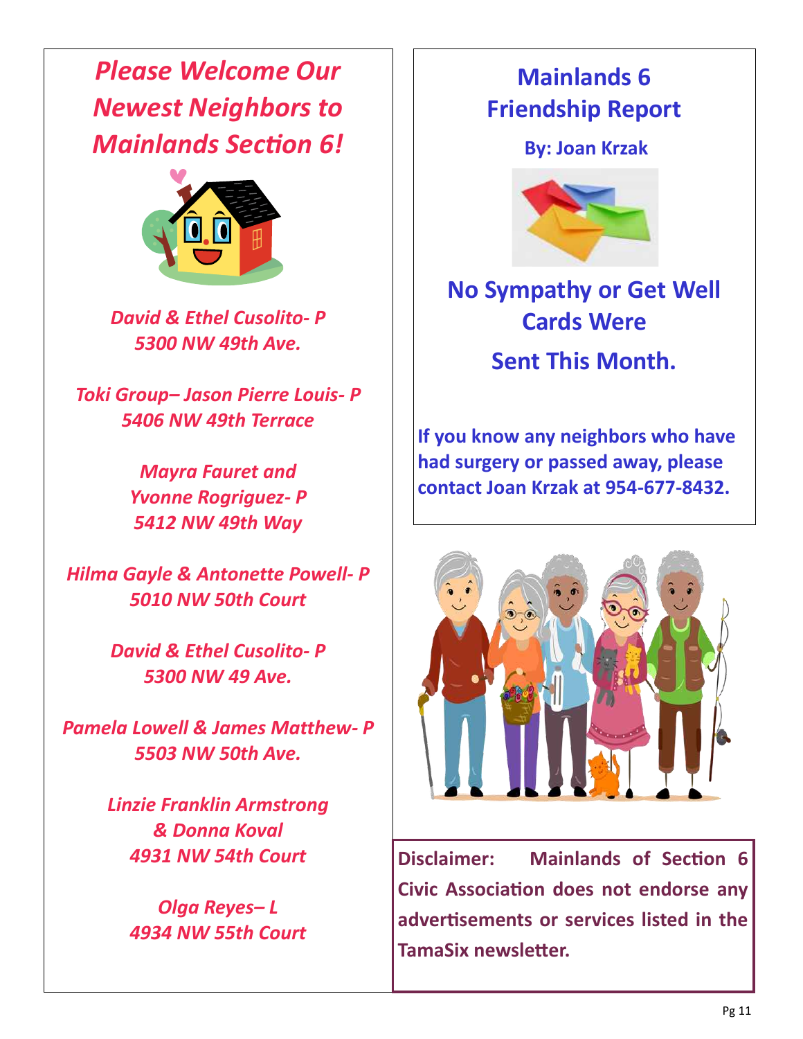## *Please Welcome Our Newest Neighbors to Mainlands Section 6!*

*David & Ethel Cusolito- P*
*5300 NW 49th Ave.*

*Toki Group– Jason Pierre Louis- P*
*5406 NW 49th Terrace*

*Mayra Fauret and*
*Yvonne Rogriguez- P*
*5412 NW 49th Way*

*Hilma Gayle & Antonette Powell- P*
*5010 NW 50th Court*

*David & Ethel Cusolito- P*
*5300 NW 49 Ave.*

*Pamela Lowell & James Matthew- P*
*5503 NW 50th Ave.*

*Linzie Franklin Armstrong*
*& Donna Koval*
*4931 NW 54th Court*

*Olga Reyes– L*
*4934 NW 55th Court*

## Mainlands 6 Friendship Report

**By: Joan Krzak**

### No Sympathy or Get Well Cards Were Sent This Month.

**If you know any neighbors who have had surgery or passed away, please contact Joan Krzak at 954-677-8432.**

**Disclaimer: Mainlands of Section 6 Civic Association does not endorse any advertisements or services listed in the TamaSix newsletter.**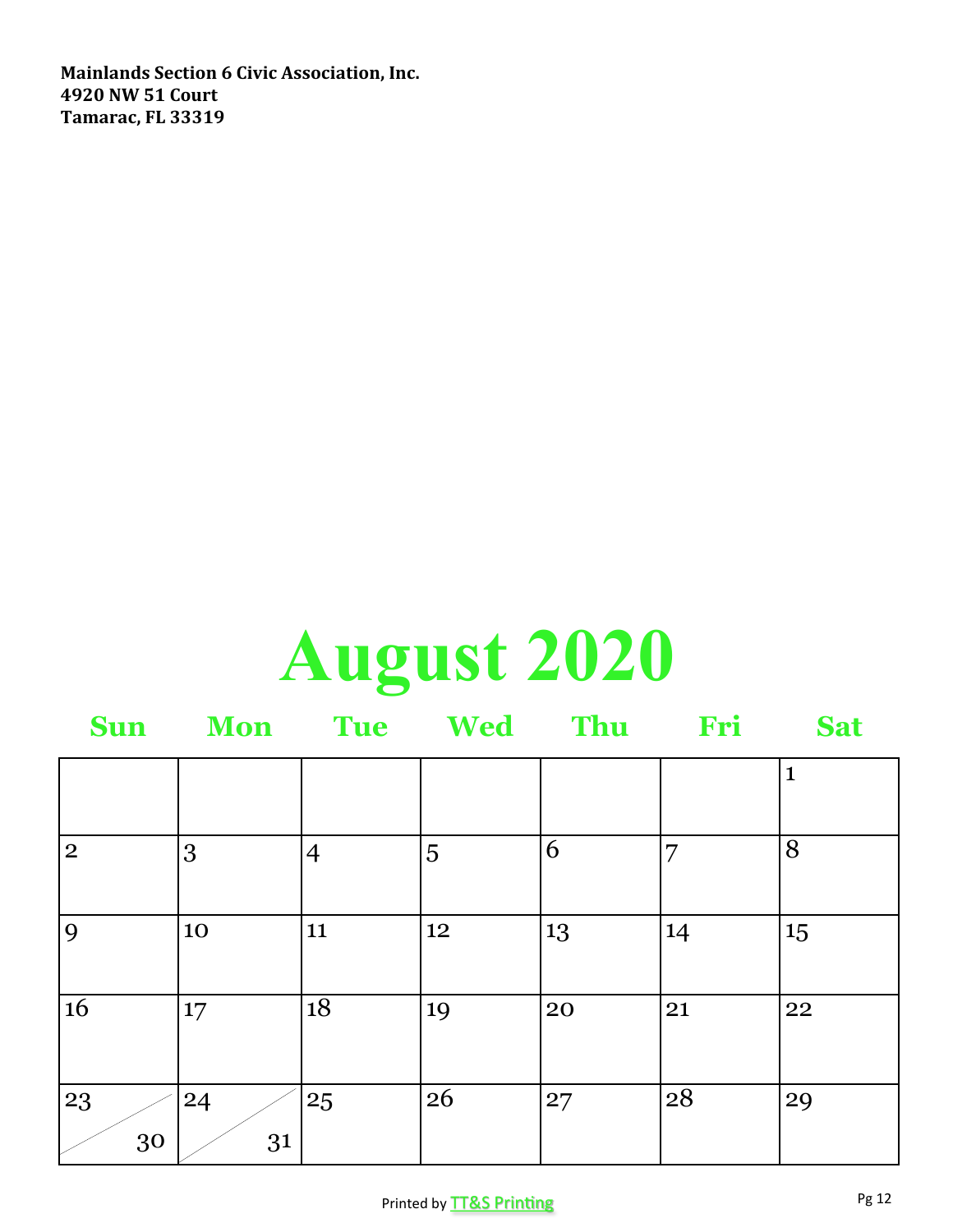**Mainlands Section 6 Civic Association, Inc.**
**4920 NW 51 Court**
**Tamarac, FL 33319**

# August 2020

| Sun | Mon | Tue | Wed | Thu | Fri | Sat |
|---|---|---|---|---|---|---|
| | | | | | | 1 |
| 2 | 3 | 4 | 5 | 6 | 7 | 8 |
| 9 | 10 | 11 | 12 | 13 | 14 | 15 |
| 16 | 17 | 18 | 19 | 20 | 21 | 22 |
| 23 / 30 | 24 / 31 | 25 | 26 | 27 | 28 | 29 |

Printed by TT&S Printing